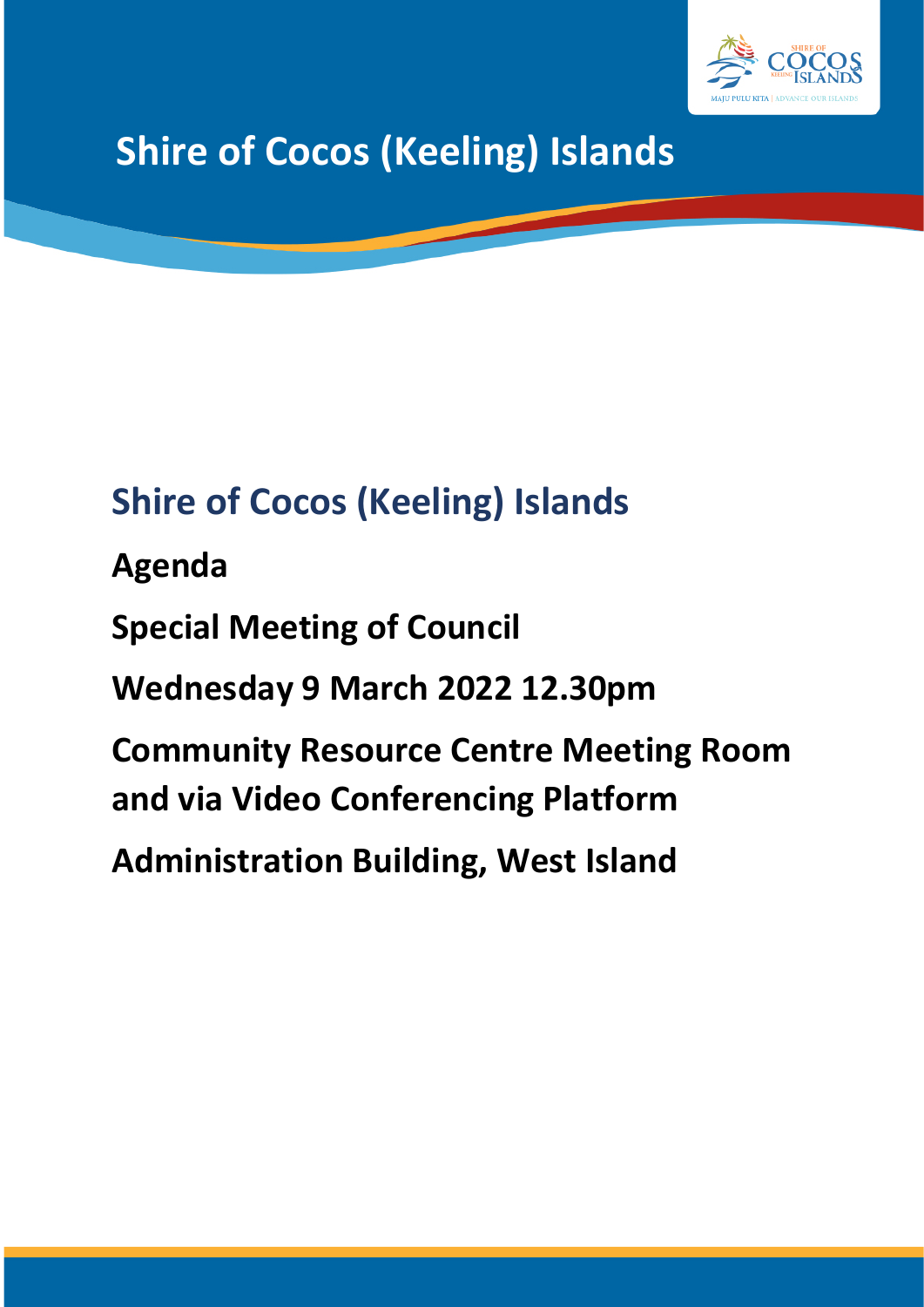# Shire of Cocos (Keeling) Islands

## Shire of Cocos (Keeling) Islands

**Agenda**

**Special Meeting of Council**

**Wednesday 9 March 2022 12.30pm**

**Community Resource Centre Meeting Room and via Video Conferencing Platform**

**Administration Building, West Island**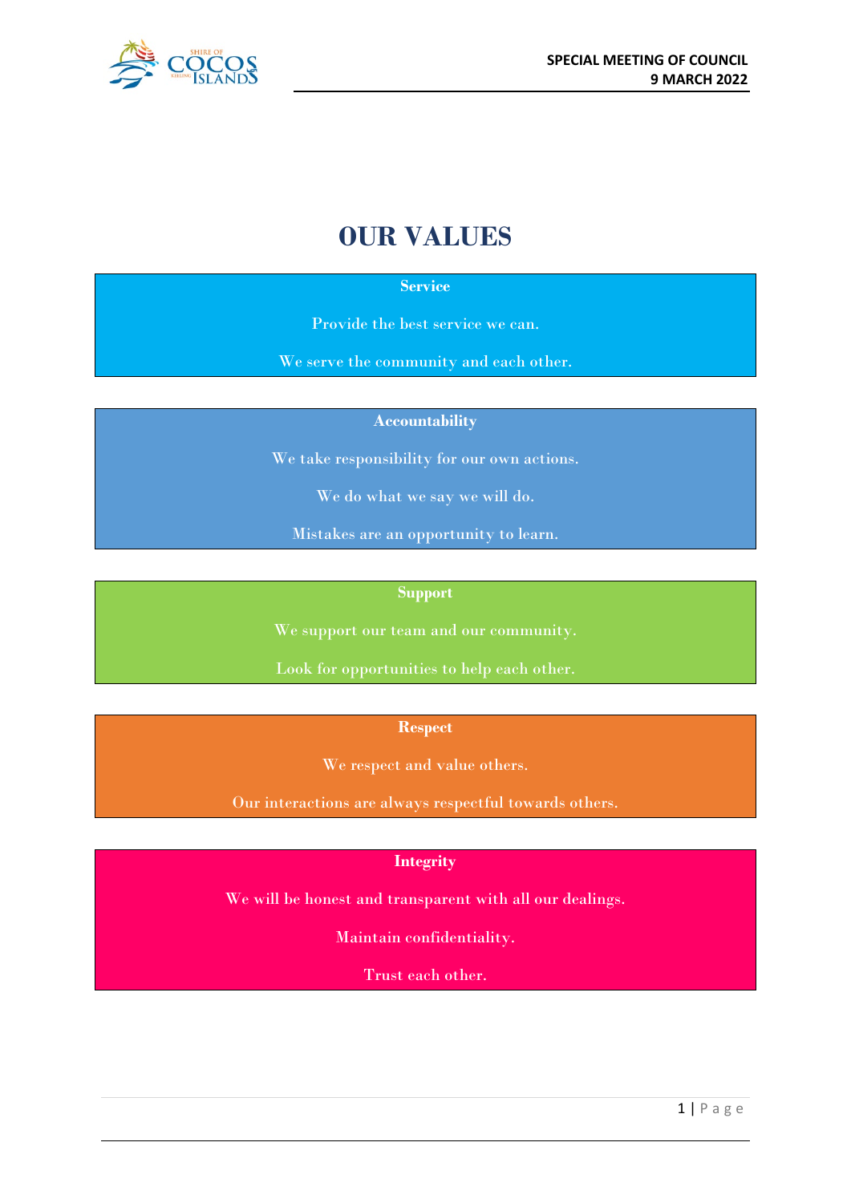# OUR VALUES

**Service**

Provide the best service we can.

We serve the community and each other.

**Accountability**

We take responsibility for our own actions.

We do what we say we will do.

Mistakes are an opportunity to learn.

**Support**

We support our team and our community.

Look for opportunities to help each other.

**Respect**

We respect and value others.

Our interactions are always respectful towards others.

**Integrity**

We will be honest and transparent with all our dealings.

Maintain confidentiality.

Trust each other.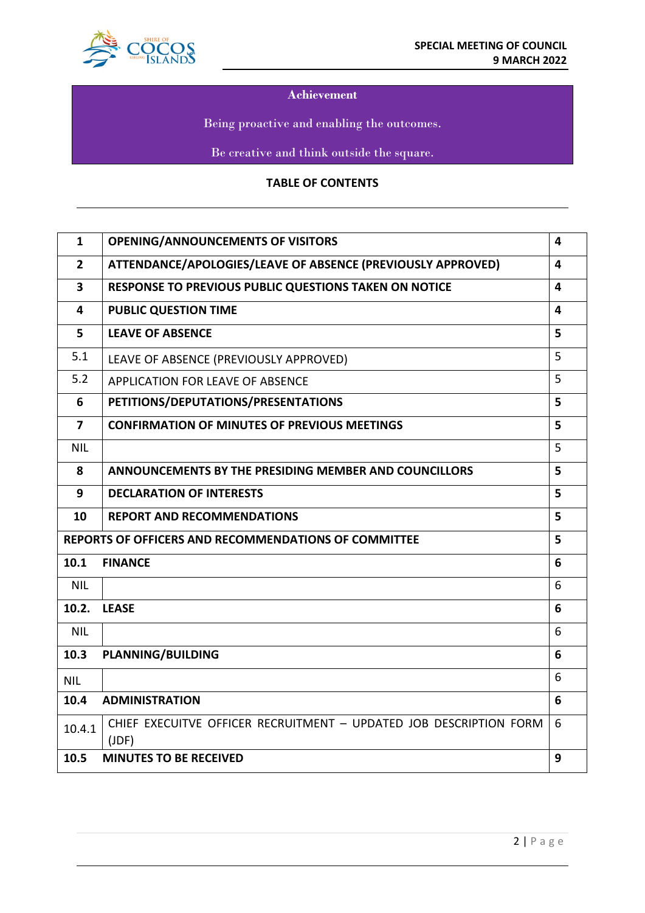**Achievement**

Being proactive and enabling the outcomes.

Be creative and think outside the square.

**TABLE OF CONTENTS**

| | | |
|---|---|---|
| **1** | **OPENING/ANNOUNCEMENTS OF VISITORS** | **4** |
| **2** | **ATTENDANCE/APOLOGIES/LEAVE OF ABSENCE (PREVIOUSLY APPROVED)** | **4** |
| **3** | **RESPONSE TO PREVIOUS PUBLIC QUESTIONS TAKEN ON NOTICE** | **4** |
| **4** | **PUBLIC QUESTION TIME** | **4** |
| **5** | **LEAVE OF ABSENCE** | **5** |
| 5.1 | LEAVE OF ABSENCE (PREVIOUSLY APPROVED) | 5 |
| 5.2 | APPLICATION FOR LEAVE OF ABSENCE | 5 |
| **6** | **PETITIONS/DEPUTATIONS/PRESENTATIONS** | **5** |
| **7** | **CONFIRMATION OF MINUTES OF PREVIOUS MEETINGS** | **5** |
| NIL | | 5 |
| **8** | **ANNOUNCEMENTS BY THE PRESIDING MEMBER AND COUNCILLORS** | **5** |
| **9** | **DECLARATION OF INTERESTS** | **5** |
| **10** | **REPORT AND RECOMMENDATIONS** | **5** |
| **REPORTS OF OFFICERS AND RECOMMENDATIONS OF COMMITTEE** | | **5** |
| **10.1** | **FINANCE** | **6** |
| NIL | | 6 |
| **10.2.** | **LEASE** | **6** |
| NIL | | 6 |
| **10.3** | **PLANNING/BUILDING** | **6** |
| NIL | | 6 |
| **10.4** | **ADMINISTRATION** | **6** |
| 10.4.1 | CHIEF EXECUITVE OFFICER RECRUITMENT – UPDATED JOB DESCRIPTION FORM (JDF) | 6 |
| **10.5** | **MINUTES TO BE RECEIVED** | **9** |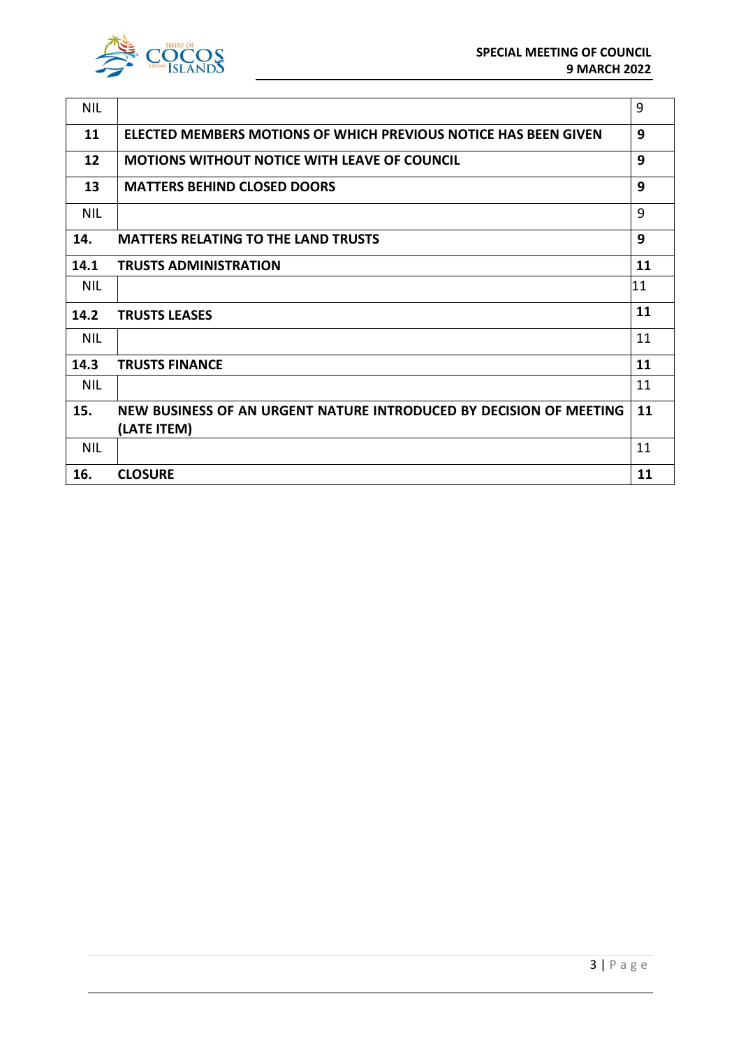| NIL | | 9 |
|---|---|---|
| **11** | **ELECTED MEMBERS MOTIONS OF WHICH PREVIOUS NOTICE HAS BEEN GIVEN** | **9** |
| **12** | **MOTIONS WITHOUT NOTICE WITH LEAVE OF COUNCIL** | **9** |
| **13** | **MATTERS BEHIND CLOSED DOORS** | **9** |
| NIL | | 9 |
| **14.** | **MATTERS RELATING TO THE LAND TRUSTS** | **9** |
| **14.1** | **TRUSTS ADMINISTRATION** | **11** |
| NIL | | 11 |
| **14.2** | **TRUSTS LEASES** | **11** |
| NIL | | 11 |
| **14.3** | **TRUSTS FINANCE** | **11** |
| NIL | | 11 |
| **15.** | **NEW BUSINESS OF AN URGENT NATURE INTRODUCED BY DECISION OF MEETING (LATE ITEM)** | **11** |
| NIL | | 11 |
| **16.** | **CLOSURE** | **11** |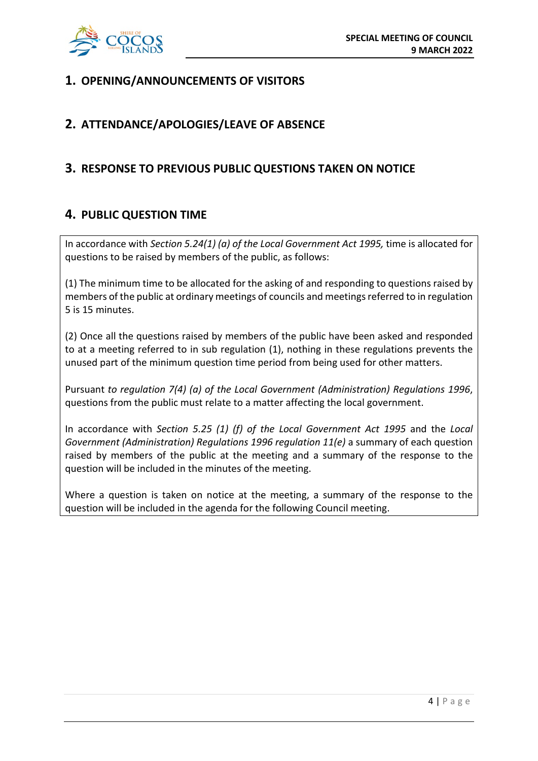## 1. OPENING/ANNOUNCEMENTS OF VISITORS

## 2. ATTENDANCE/APOLOGIES/LEAVE OF ABSENCE

## 3. RESPONSE TO PREVIOUS PUBLIC QUESTIONS TAKEN ON NOTICE

## 4. PUBLIC QUESTION TIME

In accordance with *Section 5.24(1) (a) of the Local Government Act 1995,* time is allocated for questions to be raised by members of the public, as follows:

(1) The minimum time to be allocated for the asking of and responding to questions raised by members of the public at ordinary meetings of councils and meetings referred to in regulation 5 is 15 minutes.

(2) Once all the questions raised by members of the public have been asked and responded to at a meeting referred to in sub regulation (1), nothing in these regulations prevents the unused part of the minimum question time period from being used for other matters.

Pursuant *to regulation 7(4) (a) of the Local Government (Administration) Regulations 1996*, questions from the public must relate to a matter affecting the local government.

In accordance with *Section 5.25 (1) (f) of the Local Government Act 1995* and the *Local Government (Administration) Regulations 1996 regulation 11(e)* a summary of each question raised by members of the public at the meeting and a summary of the response to the question will be included in the minutes of the meeting.

Where a question is taken on notice at the meeting, a summary of the response to the question will be included in the agenda for the following Council meeting.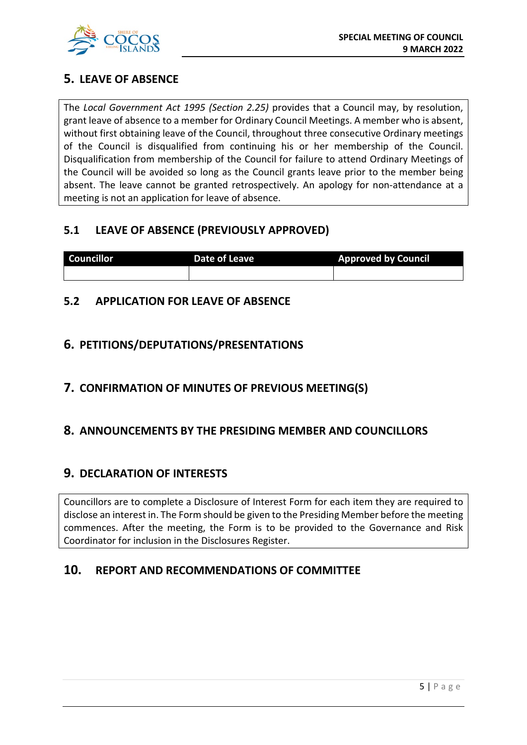## 5. LEAVE OF ABSENCE

The *Local Government Act 1995 (Section 2.25)* provides that a Council may, by resolution, grant leave of absence to a member for Ordinary Council Meetings. A member who is absent, without first obtaining leave of the Council, throughout three consecutive Ordinary meetings of the Council is disqualified from continuing his or her membership of the Council. Disqualification from membership of the Council for failure to attend Ordinary Meetings of the Council will be avoided so long as the Council grants leave prior to the member being absent. The leave cannot be granted retrospectively. An apology for non-attendance at a meeting is not an application for leave of absence.

### 5.1 LEAVE OF ABSENCE (PREVIOUSLY APPROVED)

| Councillor | Date of Leave | Approved by Council |
|---|---|---|
| | | |

### 5.2 APPLICATION FOR LEAVE OF ABSENCE

## 6. PETITIONS/DEPUTATIONS/PRESENTATIONS

## 7. CONFIRMATION OF MINUTES OF PREVIOUS MEETING(S)

## 8. ANNOUNCEMENTS BY THE PRESIDING MEMBER AND COUNCILLORS

## 9. DECLARATION OF INTERESTS

Councillors are to complete a Disclosure of Interest Form for each item they are required to disclose an interest in. The Form should be given to the Presiding Member before the meeting commences. After the meeting, the Form is to be provided to the Governance and Risk Coordinator for inclusion in the Disclosures Register.

## 10. REPORT AND RECOMMENDATIONS OF COMMITTEE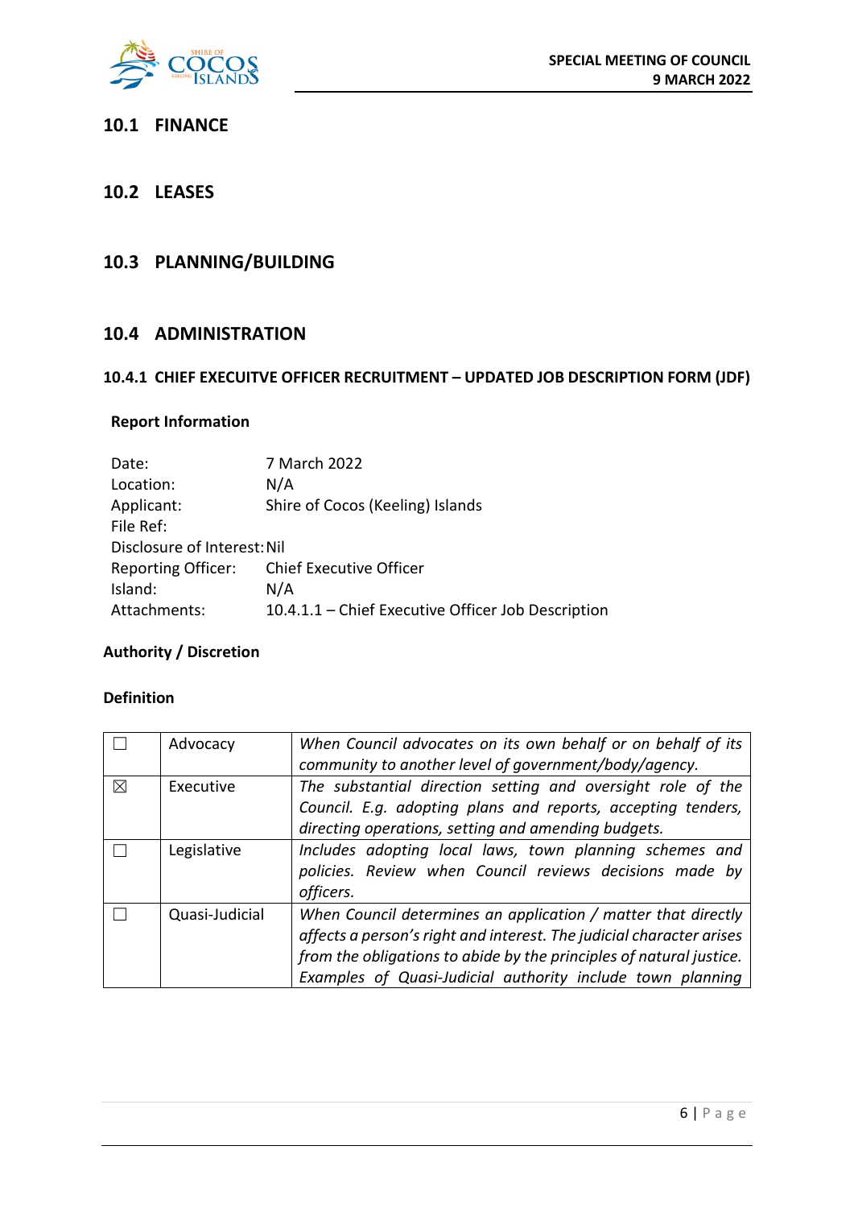## 10.1 FINANCE

## 10.2 LEASES

## 10.3 PLANNING/BUILDING

## 10.4 ADMINISTRATION

### 10.4.1 CHIEF EXECUITVE OFFICER RECRUITMENT – UPDATED JOB DESCRIPTION FORM (JDF)

**Report Information**

Date: 7 March 2022
Location: N/A
Applicant: Shire of Cocos (Keeling) Islands
File Ref:
Disclosure of Interest: Nil
Reporting Officer: Chief Executive Officer
Island: N/A
Attachments: 10.4.1.1 – Chief Executive Officer Job Description

**Authority / Discretion**

**Definition**

| | | |
|---|---|---|
| ☐ | Advocacy | *When Council advocates on its own behalf or on behalf of its community to another level of government/body/agency.* |
| ☒ | Executive | *The substantial direction setting and oversight role of the Council. E.g. adopting plans and reports, accepting tenders, directing operations, setting and amending budgets.* |
| ☐ | Legislative | *Includes adopting local laws, town planning schemes and policies. Review when Council reviews decisions made by officers.* |
| ☐ | Quasi-Judicial | *When Council determines an application / matter that directly affects a person's right and interest. The judicial character arises from the obligations to abide by the principles of natural justice. Examples of Quasi-Judicial authority include town planning* |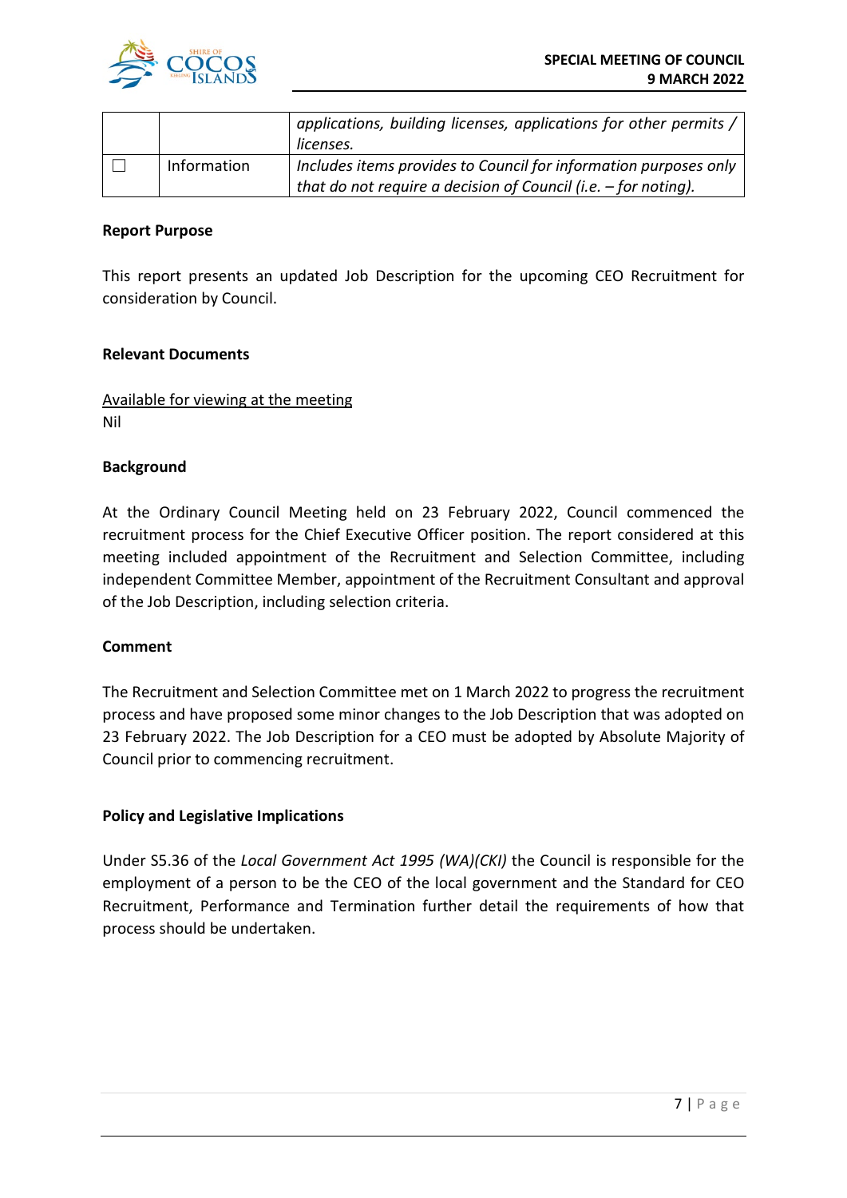| | | |
|---|---|---|
| | | *applications, building licenses, applications for other permits / licenses.* |
| ☐ | Information | *Includes items provides to Council for information purposes only that do not require a decision of Council (i.e. – for noting).* |

**Report Purpose**

This report presents an updated Job Description for the upcoming CEO Recruitment for consideration by Council.

**Relevant Documents**

Available for viewing at the meeting
Nil

**Background**

At the Ordinary Council Meeting held on 23 February 2022, Council commenced the recruitment process for the Chief Executive Officer position. The report considered at this meeting included appointment of the Recruitment and Selection Committee, including independent Committee Member, appointment of the Recruitment Consultant and approval of the Job Description, including selection criteria.

**Comment**

The Recruitment and Selection Committee met on 1 March 2022 to progress the recruitment process and have proposed some minor changes to the Job Description that was adopted on 23 February 2022. The Job Description for a CEO must be adopted by Absolute Majority of Council prior to commencing recruitment.

**Policy and Legislative Implications**

Under S5.36 of the *Local Government Act 1995 (WA)(CKI)* the Council is responsible for the employment of a person to be the CEO of the local government and the Standard for CEO Recruitment, Performance and Termination further detail the requirements of how that process should be undertaken.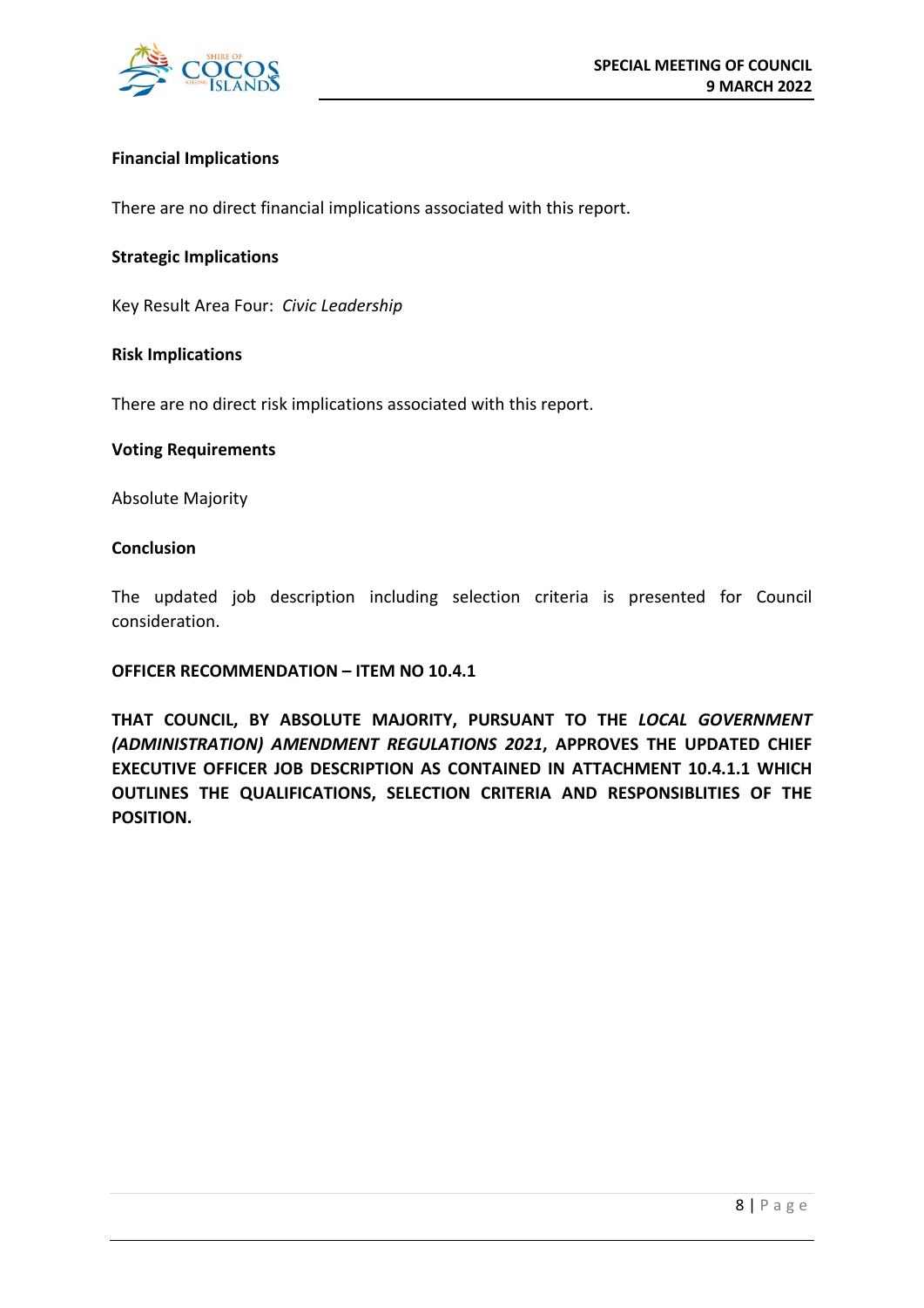**Financial Implications**

There are no direct financial implications associated with this report.

**Strategic Implications**

Key Result Area Four: *Civic Leadership*

**Risk Implications**

There are no direct risk implications associated with this report.

**Voting Requirements**

Absolute Majority

**Conclusion**

The updated job description including selection criteria is presented for Council consideration.

**OFFICER RECOMMENDATION – ITEM NO 10.4.1**

**THAT COUNCIL, BY ABSOLUTE MAJORITY, PURSUANT TO THE *LOCAL GOVERNMENT (ADMINISTRATION) AMENDMENT REGULATIONS 2021*, APPROVES THE UPDATED CHIEF EXECUTIVE OFFICER JOB DESCRIPTION AS CONTAINED IN ATTACHMENT 10.4.1.1 WHICH OUTLINES THE QUALIFICATIONS, SELECTION CRITERIA AND RESPONSIBLITIES OF THE POSITION.**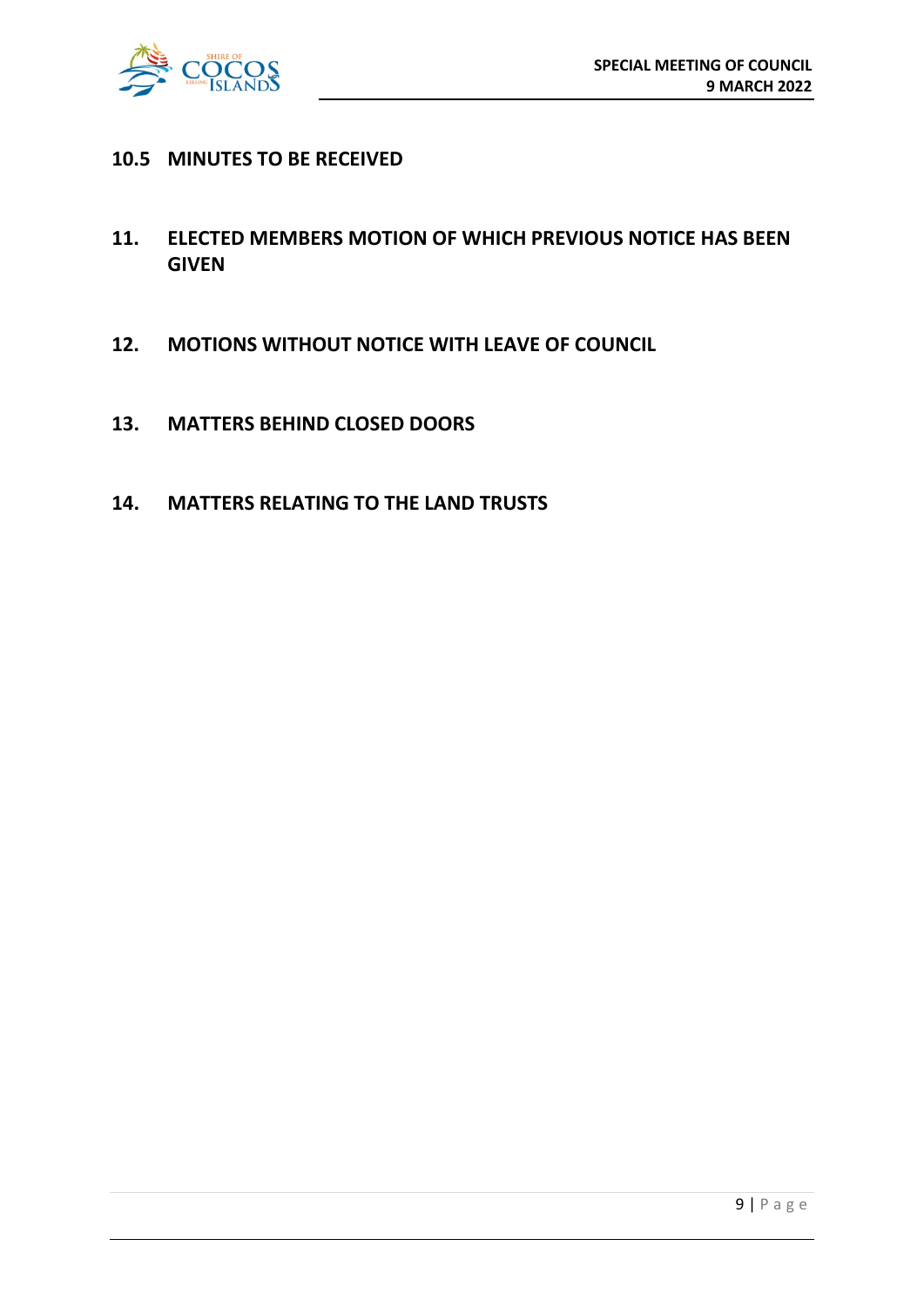## 10.5 MINUTES TO BE RECEIVED

## 11. ELECTED MEMBERS MOTION OF WHICH PREVIOUS NOTICE HAS BEEN GIVEN

## 12. MOTIONS WITHOUT NOTICE WITH LEAVE OF COUNCIL

## 13. MATTERS BEHIND CLOSED DOORS

## 14. MATTERS RELATING TO THE LAND TRUSTS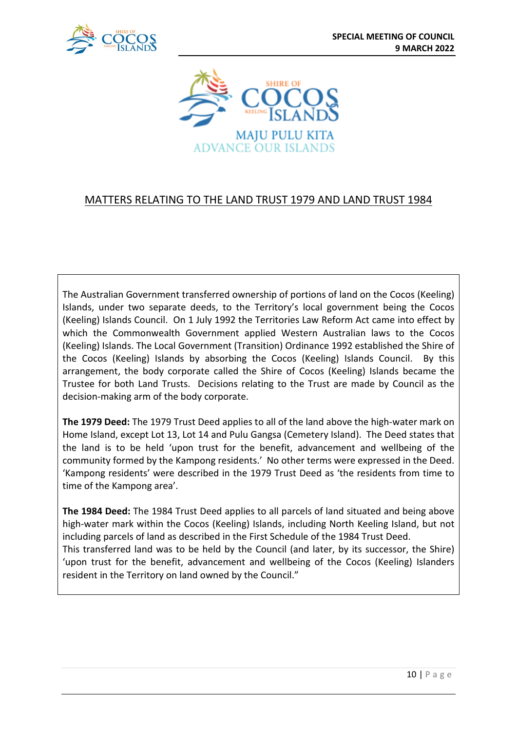MAJU PULU KITA
ADVANCE OUR ISLANDS

## MATTERS RELATING TO THE LAND TRUST 1979 AND LAND TRUST 1984

The Australian Government transferred ownership of portions of land on the Cocos (Keeling) Islands, under two separate deeds, to the Territory's local government being the Cocos (Keeling) Islands Council. On 1 July 1992 the Territories Law Reform Act came into effect by which the Commonwealth Government applied Western Australian laws to the Cocos (Keeling) Islands. The Local Government (Transition) Ordinance 1992 established the Shire of the Cocos (Keeling) Islands by absorbing the Cocos (Keeling) Islands Council. By this arrangement, the body corporate called the Shire of Cocos (Keeling) Islands became the Trustee for both Land Trusts. Decisions relating to the Trust are made by Council as the decision-making arm of the body corporate.

**The 1979 Deed:** The 1979 Trust Deed applies to all of the land above the high-water mark on Home Island, except Lot 13, Lot 14 and Pulu Gangsa (Cemetery Island). The Deed states that the land is to be held 'upon trust for the benefit, advancement and wellbeing of the community formed by the Kampong residents.' No other terms were expressed in the Deed. 'Kampong residents' were described in the 1979 Trust Deed as 'the residents from time to time of the Kampong area'.

**The 1984 Deed:** The 1984 Trust Deed applies to all parcels of land situated and being above high-water mark within the Cocos (Keeling) Islands, including North Keeling Island, but not including parcels of land as described in the First Schedule of the 1984 Trust Deed.
This transferred land was to be held by the Council (and later, by its successor, the Shire) 'upon trust for the benefit, advancement and wellbeing of the Cocos (Keeling) Islanders resident in the Territory on land owned by the Council."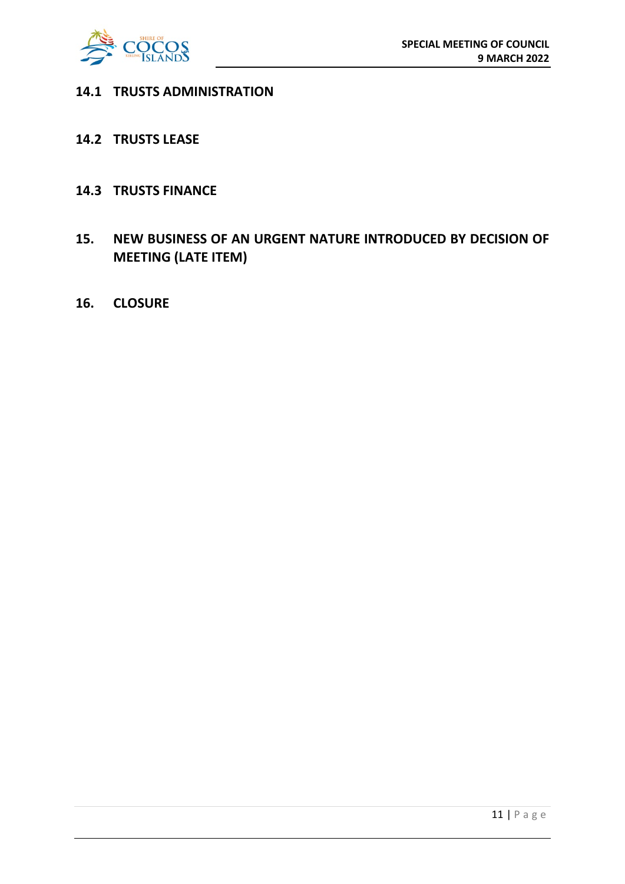## 14.1 TRUSTS ADMINISTRATION

## 14.2 TRUSTS LEASE

## 14.3 TRUSTS FINANCE

## 15. NEW BUSINESS OF AN URGENT NATURE INTRODUCED BY DECISION OF MEETING (LATE ITEM)

## 16. CLOSURE